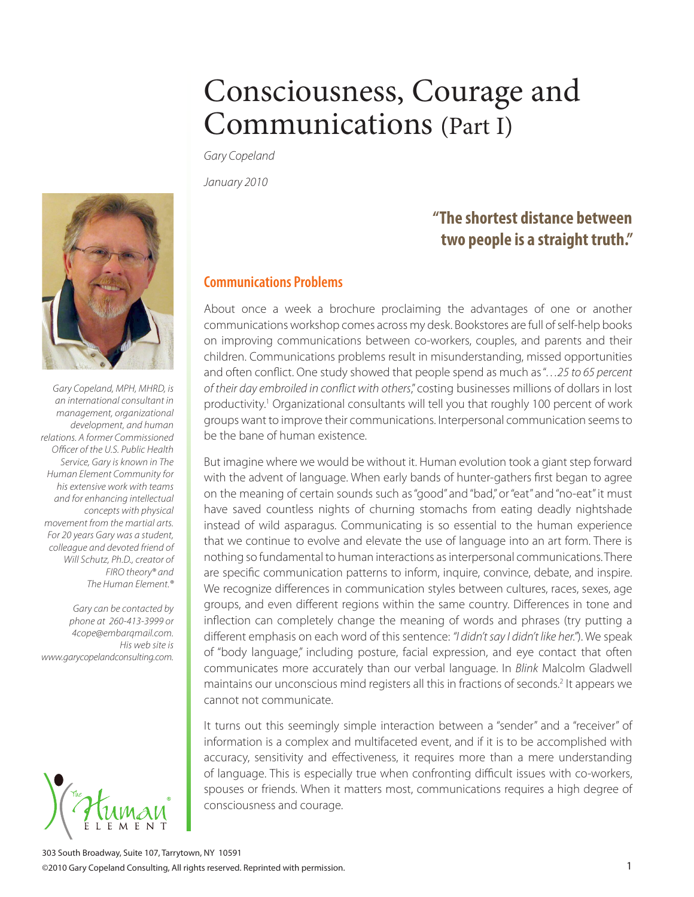# Consciousness, Courage and Communications (Part I)

*Gary Copeland*

*January 2010*

*Gary Copeland, MPH, MHRD, is an international consultant in management, organizational development, and human relations. A former Commissioned Officer of the U.S. Public Health Service, Gary is known in The Human Element Community for his extensive work with teams and for enhancing intellectual concepts with physical movement from the martial arts. For 20 years Gary was a student, colleague and devoted friend of Will Schutz, Ph.D., creator of FIRO theory® and The Human Element.®*

*Gary can be contacted by phone at 260-413-3999 or 4cope@embarqmail.com. His web site is www.garycopelandconsulting.com.*

**"The shortest distance between two people is a straight truth."**

## Communications Problems

About once a week a brochure proclaiming the advantages of one or another communications workshop comes across my desk. Bookstores are full of self-help books on improving communications between co-workers, couples, and parents and their children. Communications problems result in misunderstanding, missed opportunities and often conflict. One study showed that people spend as much as "*…25 to 65 percent of their day embroiled in conflict with others*," costing businesses millions of dollars in lost productivity.[1] Organizational consultants will tell you that roughly 100 percent of work groups want to improve their communications. Interpersonal communication seems to be the bane of human existence.

But imagine where we would be without it. Human evolution took a giant step forward with the advent of language. When early bands of hunter-gathers first began to agree on the meaning of certain sounds such as "good" and "bad," or "eat" and "no-eat" it must have saved countless nights of churning stomachs from eating deadly nightshade instead of wild asparagus. Communicating is so essential to the human experience that we continue to evolve and elevate the use of language into an art form. There is nothing so fundamental to human interactions as interpersonal communications. There are specific communication patterns to inform, inquire, convince, debate, and inspire. We recognize differences in communication styles between cultures, races, sexes, age groups, and even different regions within the same country. Differences in tone and inflection can completely change the meaning of words and phrases (try putting a different emphasis on each word of this sentence: *"I didn't say I didn't like her."*). We speak of "body language," including posture, facial expression, and eye contact that often communicates more accurately than our verbal language. In *Blink* Malcolm Gladwell maintains our unconscious mind registers all this in fractions of seconds.[2] It appears we cannot not communicate.

It turns out this seemingly simple interaction between a "sender" and a "receiver" of information is a complex and multifaceted event, and if it is to be accomplished with accuracy, sensitivity and effectiveness, it requires more than a mere understanding of language. This is especially true when confronting difficult issues with co-workers, spouses or friends. When it matters most, communications requires a high degree of consciousness and courage.

303 South Broadway, Suite 107, Tarrytown, NY 10591

©2010 Gary Copeland Consulting, All rights reserved. Reprinted with permission.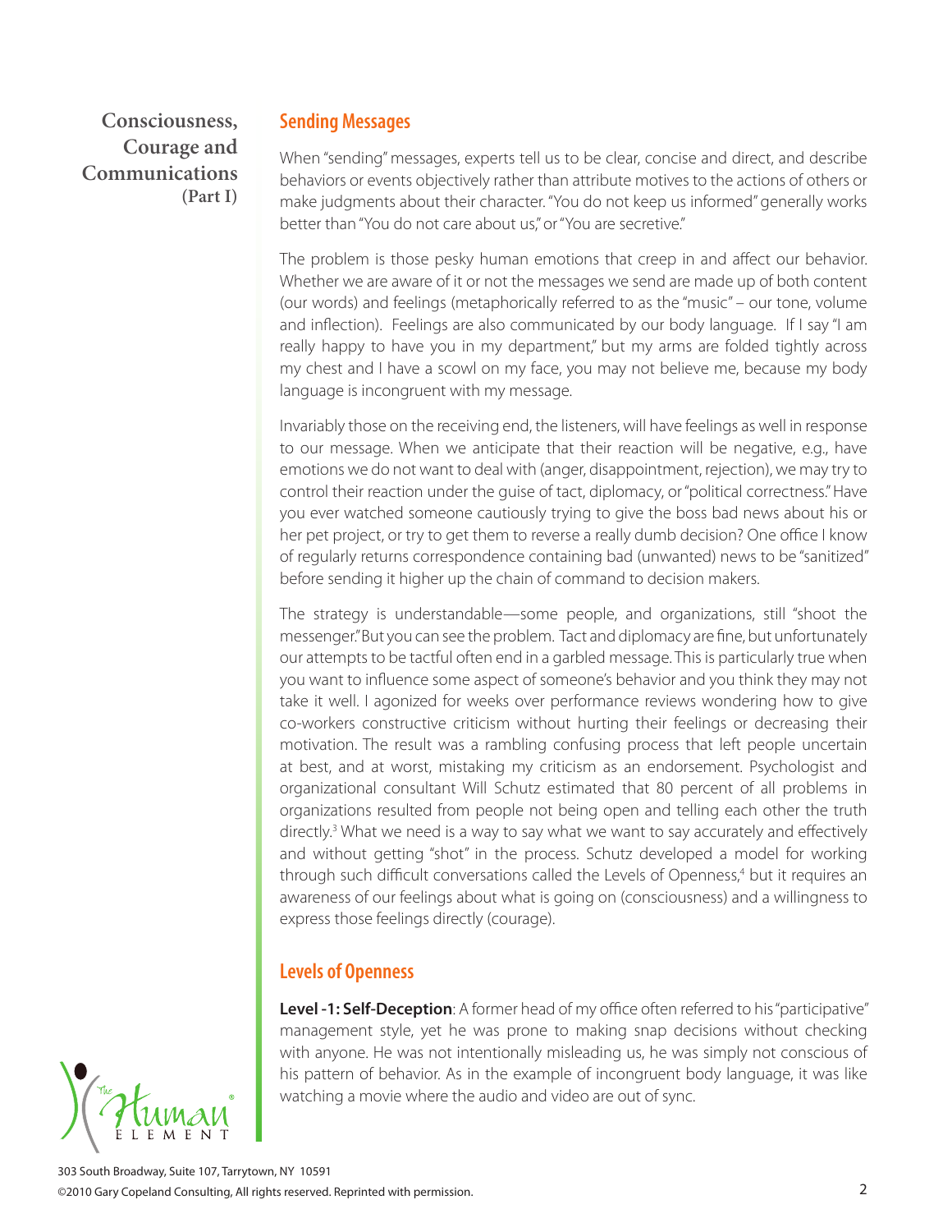## Sending Messages

When "sending" messages, experts tell us to be clear, concise and direct, and describe behaviors or events objectively rather than attribute motives to the actions of others or make judgments about their character. "You do not keep us informed" generally works better than "You do not care about us," or "You are secretive."

The problem is those pesky human emotions that creep in and affect our behavior. Whether we are aware of it or not the messages we send are made up of both content (our words) and feelings (metaphorically referred to as the "music" – our tone, volume and inflection). Feelings are also communicated by our body language. If I say "I am really happy to have you in my department," but my arms are folded tightly across my chest and I have a scowl on my face, you may not believe me, because my body language is incongruent with my message.

Invariably those on the receiving end, the listeners, will have feelings as well in response to our message. When we anticipate that their reaction will be negative, e.g., have emotions we do not want to deal with (anger, disappointment, rejection), we may try to control their reaction under the guise of tact, diplomacy, or "political correctness." Have you ever watched someone cautiously trying to give the boss bad news about his or her pet project, or try to get them to reverse a really dumb decision? One office I know of regularly returns correspondence containing bad (unwanted) news to be "sanitized" before sending it higher up the chain of command to decision makers.

The strategy is understandable—some people, and organizations, still "shoot the messenger." But you can see the problem. Tact and diplomacy are fine, but unfortunately our attempts to be tactful often end in a garbled message. This is particularly true when you want to influence some aspect of someone's behavior and you think they may not take it well. I agonized for weeks over performance reviews wondering how to give co-workers constructive criticism without hurting their feelings or decreasing their motivation. The result was a rambling confusing process that left people uncertain at best, and at worst, mistaking my criticism as an endorsement. Psychologist and organizational consultant Will Schutz estimated that 80 percent of all problems in organizations resulted from people not being open and telling each other the truth directly.[3] What we need is a way to say what we want to say accurately and effectively and without getting "shot" in the process. Schutz developed a model for working through such difficult conversations called the Levels of Openness,[4] but it requires an awareness of our feelings about what is going on (consciousness) and a willingness to express those feelings directly (courage).

## Levels of Openness

**Level -1: Self-Deception**: A former head of my office often referred to his "participative" management style, yet he was prone to making snap decisions without checking with anyone. He was not intentionally misleading us, he was simply not conscious of his pattern of behavior. As in the example of incongruent body language, it was like watching a movie where the audio and video are out of sync.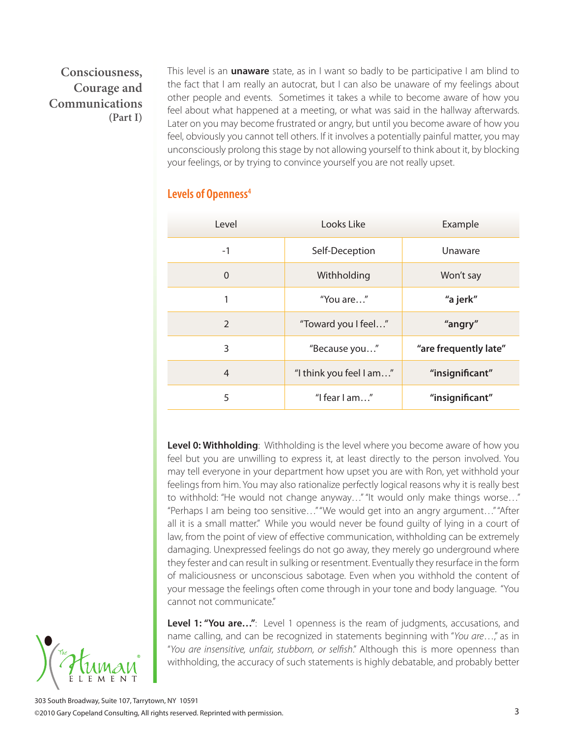This level is an **unaware** state, as in I want so badly to be participative I am blind to the fact that I am really an autocrat, but I can also be unaware of my feelings about other people and events. Sometimes it takes a while to become aware of how you feel about what happened at a meeting, or what was said in the hallway afterwards. Later on you may become frustrated or angry, but until you become aware of how you feel, obviously you cannot tell others. If it involves a potentially painful matter, you may unconsciously prolong this stage by not allowing yourself to think about it, by blocking your feelings, or by trying to convince yourself you are not really upset.

## Levels of Openness[4]

| Level | Looks Like | Example |
| --- | --- | --- |
| -1 | Self-Deception | Unaware |
| 0 | Withholding | Won't say |
| 1 | "You are…" | **"a jerk"** |
| 2 | "Toward you I feel…" | **"angry"** |
| 3 | "Because you…" | **"are frequently late"** |
| 4 | "I think you feel I am…" | **"insignificant"** |
| 5 | "I fear I am…" | **"insignificant"** |

**Level 0: Withholding**: Withholding is the level where you become aware of how you feel but you are unwilling to express it, at least directly to the person involved. You may tell everyone in your department how upset you are with Ron, yet withhold your feelings from him. You may also rationalize perfectly logical reasons why it is really best to withhold: "He would not change anyway…" "It would only make things worse…" "Perhaps I am being too sensitive…" "We would get into an angry argument…" "After all it is a small matter." While you would never be found guilty of lying in a court of law, from the point of view of effective communication, withholding can be extremely damaging. Unexpressed feelings do not go away, they merely go underground where they fester and can result in sulking or resentment. Eventually they resurface in the form of maliciousness or unconscious sabotage. Even when you withhold the content of your message the feelings often come through in your tone and body language. "You cannot not communicate."

**Level 1: "You are…"**: Level 1 openness is the ream of judgments, accusations, and name calling, and can be recognized in statements beginning with "*You are…*," as in "*You are insensitive, unfair, stubborn, or selfish*." Although this is more openness than withholding, the accuracy of such statements is highly debatable, and probably better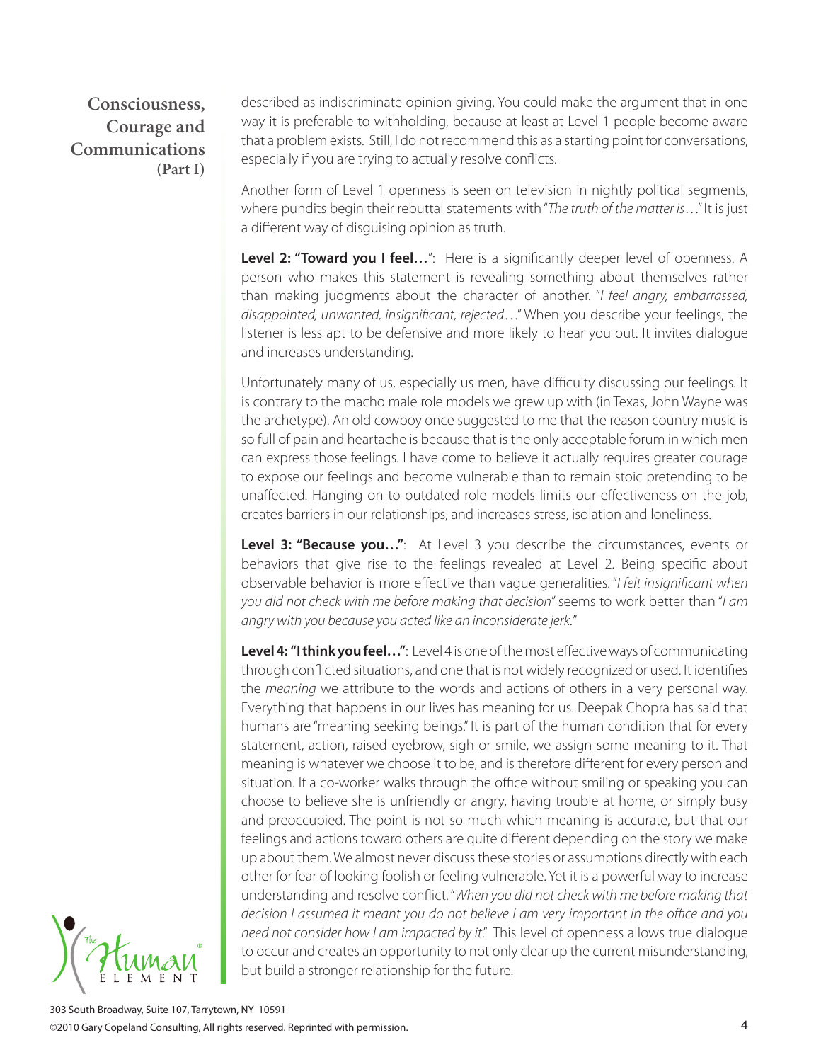described as indiscriminate opinion giving. You could make the argument that in one way it is preferable to withholding, because at least at Level 1 people become aware that a problem exists. Still, I do not recommend this as a starting point for conversations, especially if you are trying to actually resolve conflicts.

Another form of Level 1 openness is seen on television in nightly political segments, where pundits begin their rebuttal statements with "*The truth of the matter is*…" It is just a different way of disguising opinion as truth.

**Level 2: "Toward you I feel…"**: Here is a significantly deeper level of openness. A person who makes this statement is revealing something about themselves rather than making judgments about the character of another. "*I feel angry, embarrassed, disappointed, unwanted, insignificant, rejected*…" When you describe your feelings, the listener is less apt to be defensive and more likely to hear you out. It invites dialogue and increases understanding.

Unfortunately many of us, especially us men, have difficulty discussing our feelings. It is contrary to the macho male role models we grew up with (in Texas, John Wayne was the archetype). An old cowboy once suggested to me that the reason country music is so full of pain and heartache is because that is the only acceptable forum in which men can express those feelings. I have come to believe it actually requires greater courage to expose our feelings and become vulnerable than to remain stoic pretending to be unaffected. Hanging on to outdated role models limits our effectiveness on the job, creates barriers in our relationships, and increases stress, isolation and loneliness.

**Level 3: "Because you…"**: At Level 3 you describe the circumstances, events or behaviors that give rise to the feelings revealed at Level 2. Being specific about observable behavior is more effective than vague generalities. "*I felt insignificant when you did not check with me before making that decision*" seems to work better than "*I am angry with you because you acted like an inconsiderate jerk.*"

**Level 4: "I think you feel…"**: Level 4 is one of the most effective ways of communicating through conflicted situations, and one that is not widely recognized or used. It identifies the *meaning* we attribute to the words and actions of others in a very personal way. Everything that happens in our lives has meaning for us. Deepak Chopra has said that humans are "meaning seeking beings." It is part of the human condition that for every statement, action, raised eyebrow, sigh or smile, we assign some meaning to it. That meaning is whatever we choose it to be, and is therefore different for every person and situation. If a co-worker walks through the office without smiling or speaking you can choose to believe she is unfriendly or angry, having trouble at home, or simply busy and preoccupied. The point is not so much which meaning is accurate, but that our feelings and actions toward others are quite different depending on the story we make up about them. We almost never discuss these stories or assumptions directly with each other for fear of looking foolish or feeling vulnerable. Yet it is a powerful way to increase understanding and resolve conflict. "*When you did not check with me before making that decision I assumed it meant you do not believe I am very important in the office and you need not consider how I am impacted by it.*" This level of openness allows true dialogue to occur and creates an opportunity to not only clear up the current misunderstanding, but build a stronger relationship for the future.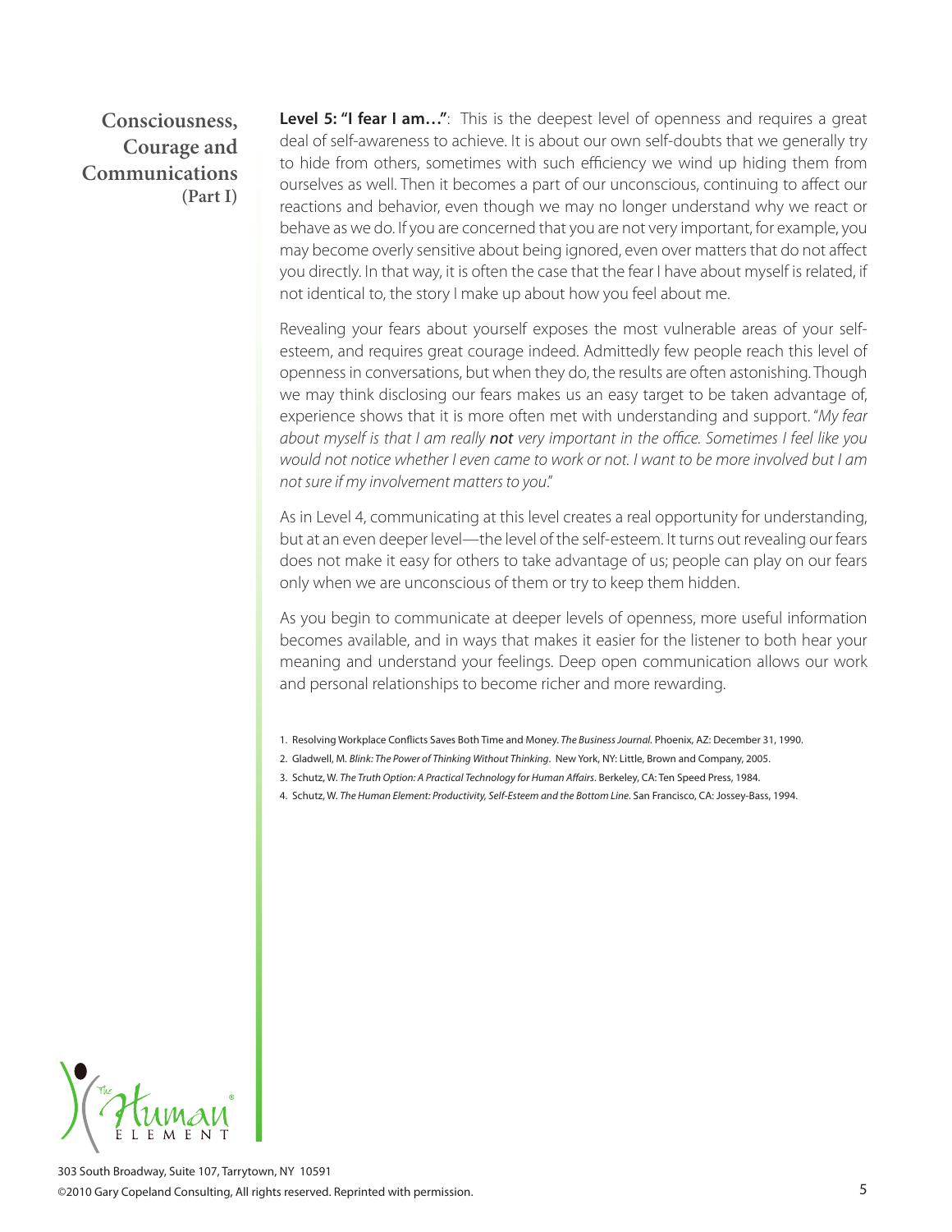**Level 5: "I fear I am…"**: This is the deepest level of openness and requires a great deal of self-awareness to achieve. It is about our own self-doubts that we generally try to hide from others, sometimes with such efficiency we wind up hiding them from ourselves as well. Then it becomes a part of our unconscious, continuing to affect our reactions and behavior, even though we may no longer understand why we react or behave as we do. If you are concerned that you are not very important, for example, you may become overly sensitive about being ignored, even over matters that do not affect you directly. In that way, it is often the case that the fear I have about myself is related, if not identical to, the story I make up about how you feel about me.

Revealing your fears about yourself exposes the most vulnerable areas of your self-esteem, and requires great courage indeed. Admittedly few people reach this level of openness in conversations, but when they do, the results are often astonishing. Though we may think disclosing our fears makes us an easy target to be taken advantage of, experience shows that it is more often met with understanding and support. "*My fear about myself is that I am really* ***not*** *very important in the office. Sometimes I feel like you would not notice whether I even came to work or not. I want to be more involved but I am not sure if my involvement matters to you*."

As in Level 4, communicating at this level creates a real opportunity for understanding, but at an even deeper level—the level of the self-esteem. It turns out revealing our fears does not make it easy for others to take advantage of us; people can play on our fears only when we are unconscious of them or try to keep them hidden.

As you begin to communicate at deeper levels of openness, more useful information becomes available, and in ways that makes it easier for the listener to both hear your meaning and understand your feelings. Deep open communication allows our work and personal relationships to become richer and more rewarding.

1. Resolving Workplace Conflicts Saves Both Time and Money. *The Business Journal*. Phoenix, AZ: December 31, 1990.
2. Gladwell, M. *Blink: The Power of Thinking Without Thinking*. New York, NY: Little, Brown and Company, 2005.
3. Schutz, W. *The Truth Option: A Practical Technology for Human Affairs*. Berkeley, CA: Ten Speed Press, 1984.
4. Schutz, W. *The Human Element: Productivity, Self-Esteem and the Bottom Line*. San Francisco, CA: Jossey-Bass, 1994.

303 South Broadway, Suite 107, Tarrytown, NY 10591
©2010 Gary Copeland Consulting, All rights reserved. Reprinted with permission.